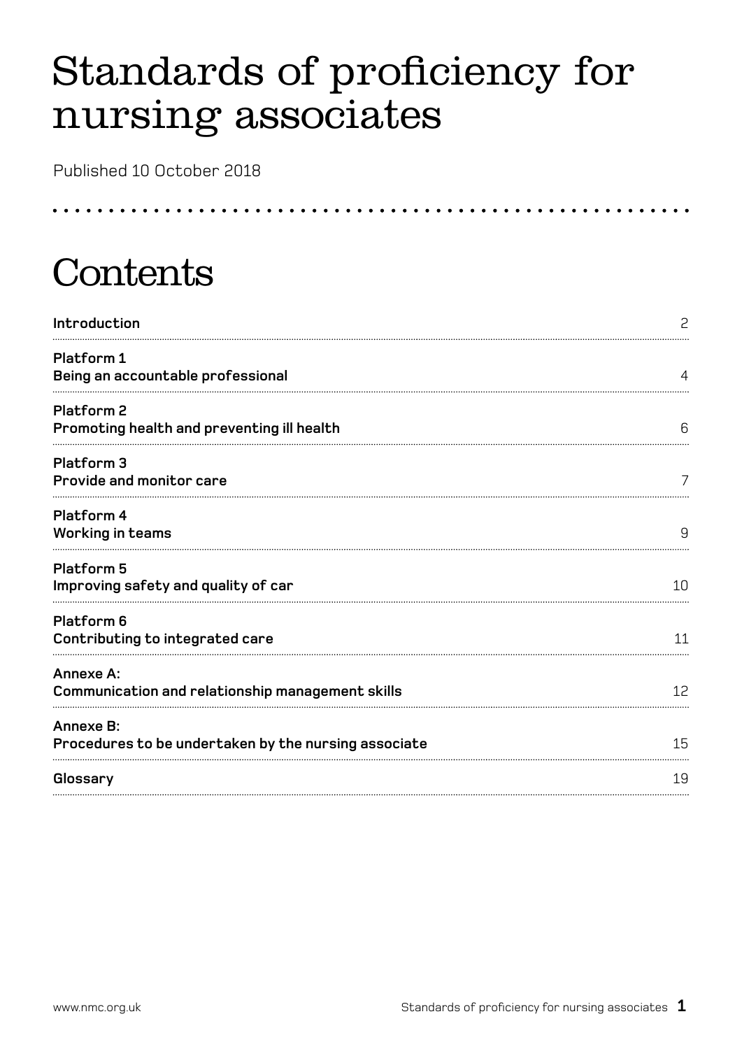# Standards of proficiency for nursing associates

Published 10 October 2018

## Contents

| | |
|---|---|
| **Introduction** | 2 |
| **Platform 1**<br>**Being an accountable professional** | 4 |
| **Platform 2**<br>**Promoting health and preventing ill health** | 6 |
| **Platform 3**<br>**Provide and monitor care** | 7 |
| **Platform 4**<br>**Working in teams** | 9 |
| **Platform 5**<br>**Improving safety and quality of car** | 10 |
| **Platform 6**<br>**Contributing to integrated care** | 11 |
| **Annexe A:**<br>**Communication and relationship management skills** | 12 |
| **Annexe B:**<br>**Procedures to be undertaken by the nursing associate** | 15 |
| **Glossary** | 19 |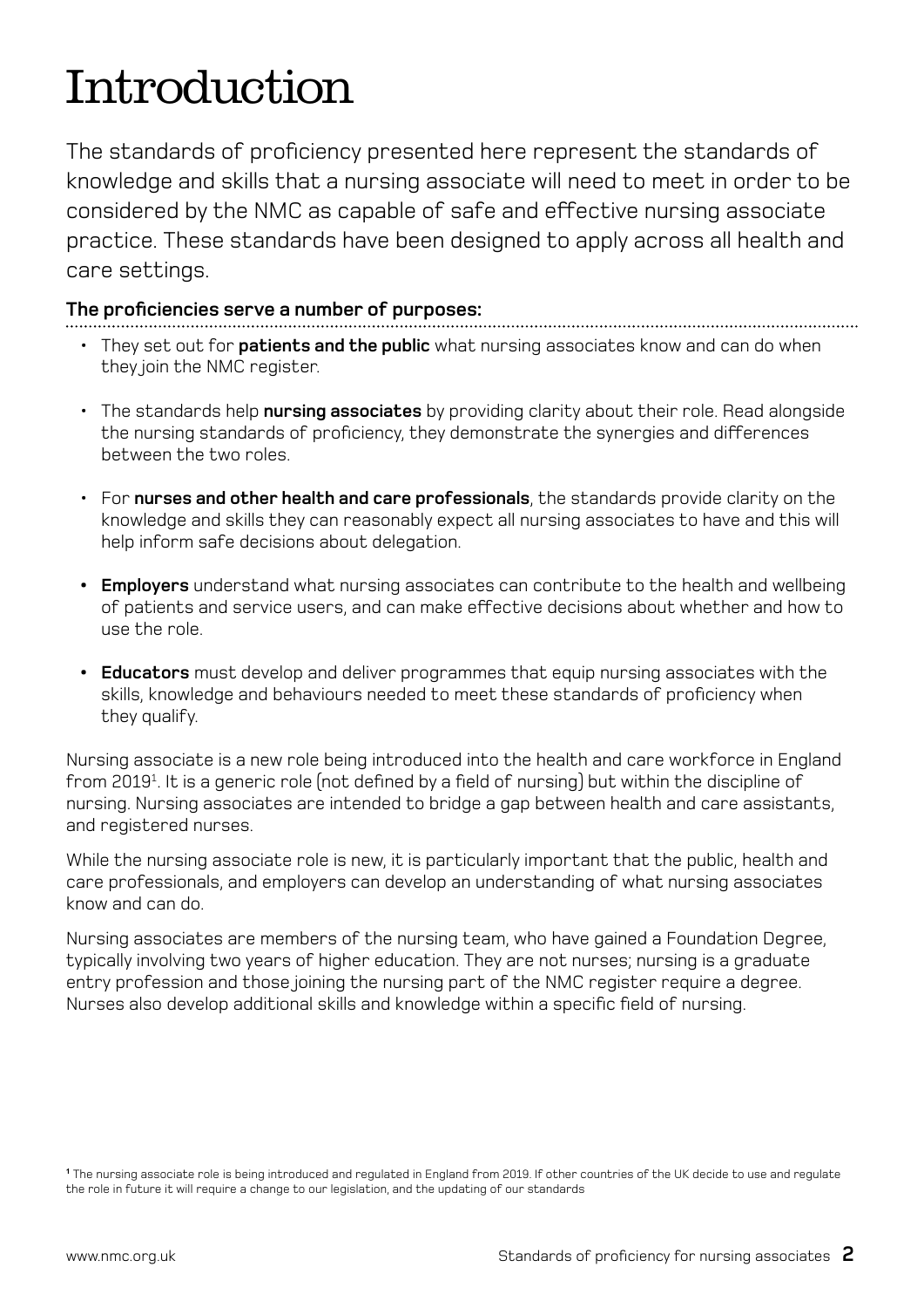# Introduction

The standards of proficiency presented here represent the standards of knowledge and skills that a nursing associate will need to meet in order to be considered by the NMC as capable of safe and effective nursing associate practice. These standards have been designed to apply across all health and care settings.

**The proficiencies serve a number of purposes:**

- They set out for **patients and the public** what nursing associates know and can do when they join the NMC register.
- The standards help **nursing associates** by providing clarity about their role. Read alongside the nursing standards of proficiency, they demonstrate the synergies and differences between the two roles.
- For **nurses and other health and care professionals**, the standards provide clarity on the knowledge and skills they can reasonably expect all nursing associates to have and this will help inform safe decisions about delegation.
- **Employers** understand what nursing associates can contribute to the health and wellbeing of patients and service users, and can make effective decisions about whether and how to use the role.
- **Educators** must develop and deliver programmes that equip nursing associates with the skills, knowledge and behaviours needed to meet these standards of proficiency when they qualify.

Nursing associate is a new role being introduced into the health and care workforce in England from 2019[1]. It is a generic role (not defined by a field of nursing) but within the discipline of nursing. Nursing associates are intended to bridge a gap between health and care assistants, and registered nurses.

While the nursing associate role is new, it is particularly important that the public, health and care professionals, and employers can develop an understanding of what nursing associates know and can do.

Nursing associates are members of the nursing team, who have gained a Foundation Degree, typically involving two years of higher education. They are not nurses; nursing is a graduate entry profession and those joining the nursing part of the NMC register require a degree. Nurses also develop additional skills and knowledge within a specific field of nursing.

[1] The nursing associate role is being introduced and regulated in England from 2019. If other countries of the UK decide to use and regulate the role in future it will require a change to our legislation, and the updating of our standards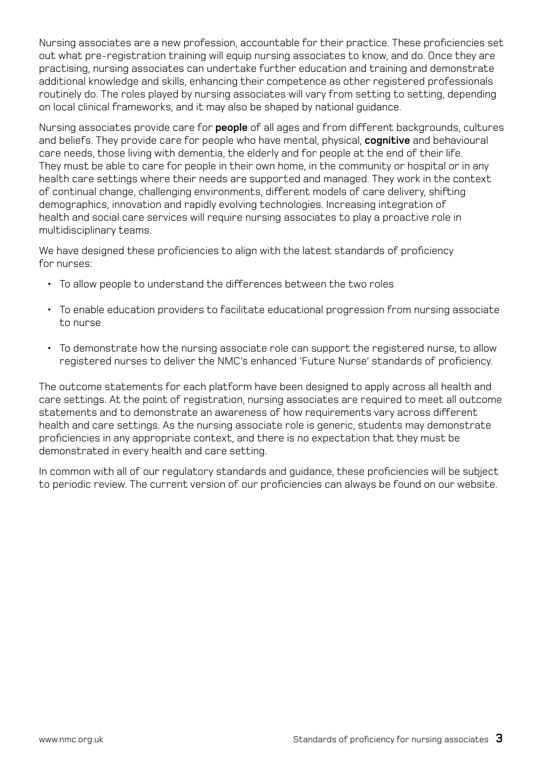Nursing associates are a new profession, accountable for their practice. These proficiencies set out what pre-registration training will equip nursing associates to know, and do. Once they are practising, nursing associates can undertake further education and training and demonstrate additional knowledge and skills, enhancing their competence as other registered professionals routinely do. The roles played by nursing associates will vary from setting to setting, depending on local clinical frameworks, and it may also be shaped by national guidance.

Nursing associates provide care for **people** of all ages and from different backgrounds, cultures and beliefs. They provide care for people who have mental, physical, **cognitive** and behavioural care needs, those living with dementia, the elderly and for people at the end of their life. They must be able to care for people in their own home, in the community or hospital or in any health care settings where their needs are supported and managed. They work in the context of continual change, challenging environments, different models of care delivery, shifting demographics, innovation and rapidly evolving technologies. Increasing integration of health and social care services will require nursing associates to play a proactive role in multidisciplinary teams.

We have designed these proficiencies to align with the latest standards of proficiency for nurses:

- To allow people to understand the differences between the two roles
- To enable education providers to facilitate educational progression from nursing associate to nurse
- To demonstrate how the nursing associate role can support the registered nurse, to allow registered nurses to deliver the NMC's enhanced 'Future Nurse' standards of proficiency.

The outcome statements for each platform have been designed to apply across all health and care settings. At the point of registration, nursing associates are required to meet all outcome statements and to demonstrate an awareness of how requirements vary across different health and care settings. As the nursing associate role is generic, students may demonstrate proficiencies in any appropriate context, and there is no expectation that they must be demonstrated in every health and care setting.

In common with all of our regulatory standards and guidance, these proficiencies will be subject to periodic review. The current version of our proficiencies can always be found on our website.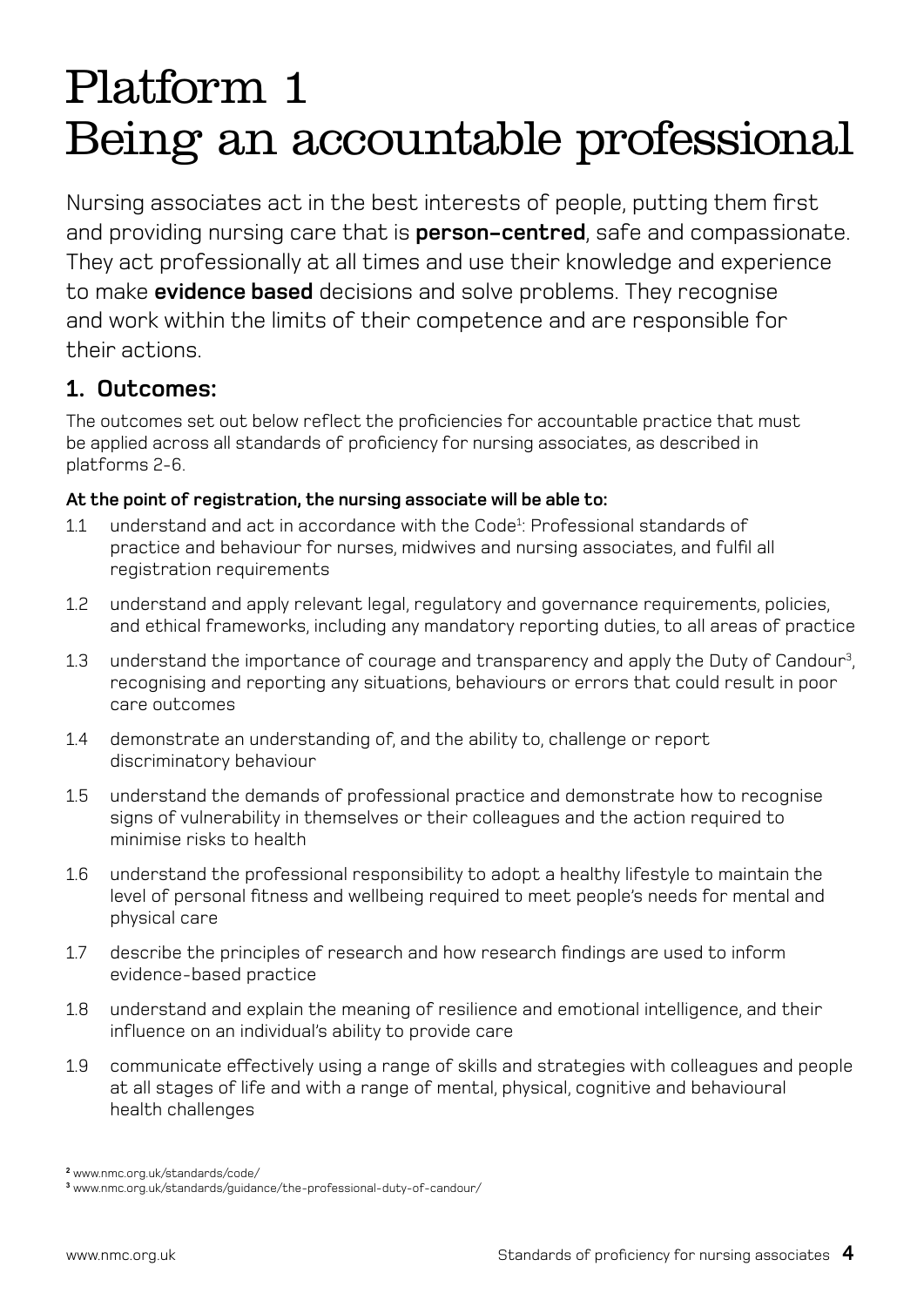# Platform 1
# Being an accountable professional

Nursing associates act in the best interests of people, putting them first and providing nursing care that is **person-centred**, safe and compassionate. They act professionally at all times and use their knowledge and experience to make **evidence based** decisions and solve problems. They recognise and work within the limits of their competence and are responsible for their actions.

## 1. Outcomes:

The outcomes set out below reflect the proficiencies for accountable practice that must be applied across all standards of proficiency for nursing associates, as described in platforms 2-6.

**At the point of registration, the nursing associate will be able to:**

1.1 understand and act in accordance with the Code[1]: Professional standards of practice and behaviour for nurses, midwives and nursing associates, and fulfil all registration requirements

1.2 understand and apply relevant legal, regulatory and governance requirements, policies, and ethical frameworks, including any mandatory reporting duties, to all areas of practice

1.3 understand the importance of courage and transparency and apply the Duty of Candour[3], recognising and reporting any situations, behaviours or errors that could result in poor care outcomes

1.4 demonstrate an understanding of, and the ability to, challenge or report discriminatory behaviour

1.5 understand the demands of professional practice and demonstrate how to recognise signs of vulnerability in themselves or their colleagues and the action required to minimise risks to health

1.6 understand the professional responsibility to adopt a healthy lifestyle to maintain the level of personal fitness and wellbeing required to meet people's needs for mental and physical care

1.7 describe the principles of research and how research findings are used to inform evidence-based practice

1.8 understand and explain the meaning of resilience and emotional intelligence, and their influence on an individual's ability to provide care

1.9 communicate effectively using a range of skills and strategies with colleagues and people at all stages of life and with a range of mental, physical, cognitive and behavioural health challenges

[2] www.nmc.org.uk/standards/code/

[3] www.nmc.org.uk/standards/guidance/the-professional-duty-of-candour/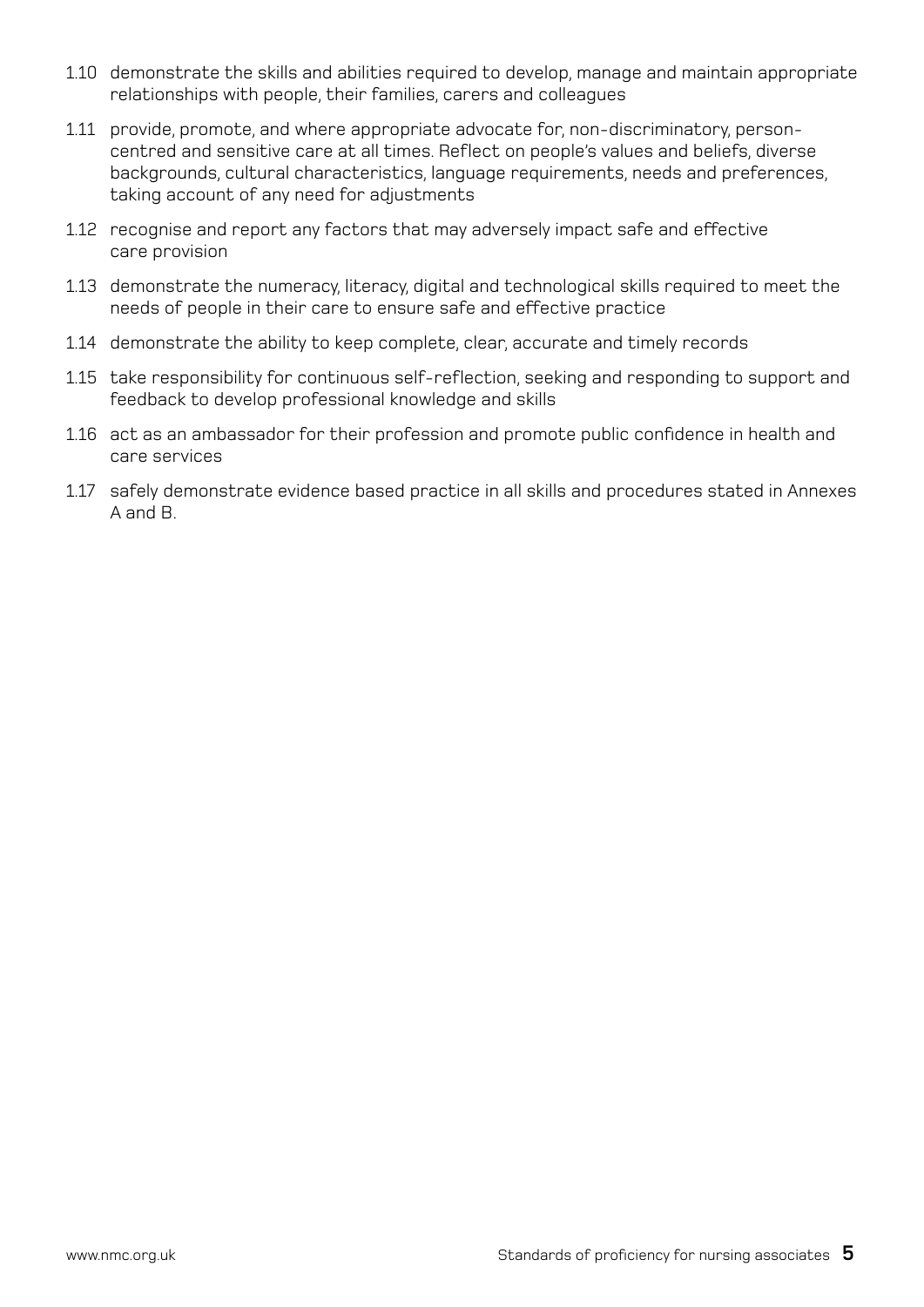1.10 demonstrate the skills and abilities required to develop, manage and maintain appropriate relationships with people, their families, carers and colleagues

1.11 provide, promote, and where appropriate advocate for, non-discriminatory, person-centred and sensitive care at all times. Reflect on people's values and beliefs, diverse backgrounds, cultural characteristics, language requirements, needs and preferences, taking account of any need for adjustments

1.12 recognise and report any factors that may adversely impact safe and effective care provision

1.13 demonstrate the numeracy, literacy, digital and technological skills required to meet the needs of people in their care to ensure safe and effective practice

1.14 demonstrate the ability to keep complete, clear, accurate and timely records

1.15 take responsibility for continuous self-reflection, seeking and responding to support and feedback to develop professional knowledge and skills

1.16 act as an ambassador for their profession and promote public confidence in health and care services

1.17 safely demonstrate evidence based practice in all skills and procedures stated in Annexes A and B.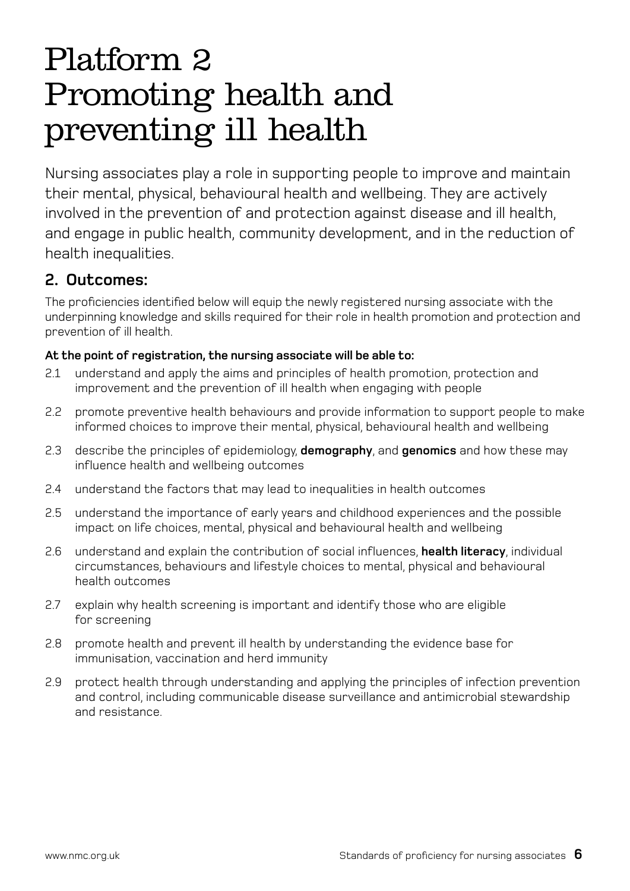# Platform 2 Promoting health and preventing ill health

Nursing associates play a role in supporting people to improve and maintain their mental, physical, behavioural health and wellbeing. They are actively involved in the prevention of and protection against disease and ill health, and engage in public health, community development, and in the reduction of health inequalities.

## 2. Outcomes:

The proficiencies identified below will equip the newly registered nursing associate with the underpinning knowledge and skills required for their role in health promotion and protection and prevention of ill health.

**At the point of registration, the nursing associate will be able to:**

2.1 understand and apply the aims and principles of health promotion, protection and improvement and the prevention of ill health when engaging with people

2.2 promote preventive health behaviours and provide information to support people to make informed choices to improve their mental, physical, behavioural health and wellbeing

2.3 describe the principles of epidemiology, **demography**, and **genomics** and how these may influence health and wellbeing outcomes

2.4 understand the factors that may lead to inequalities in health outcomes

2.5 understand the importance of early years and childhood experiences and the possible impact on life choices, mental, physical and behavioural health and wellbeing

2.6 understand and explain the contribution of social influences, **health literacy**, individual circumstances, behaviours and lifestyle choices to mental, physical and behavioural health outcomes

2.7 explain why health screening is important and identify those who are eligible for screening

2.8 promote health and prevent ill health by understanding the evidence base for immunisation, vaccination and herd immunity

2.9 protect health through understanding and applying the principles of infection prevention and control, including communicable disease surveillance and antimicrobial stewardship and resistance.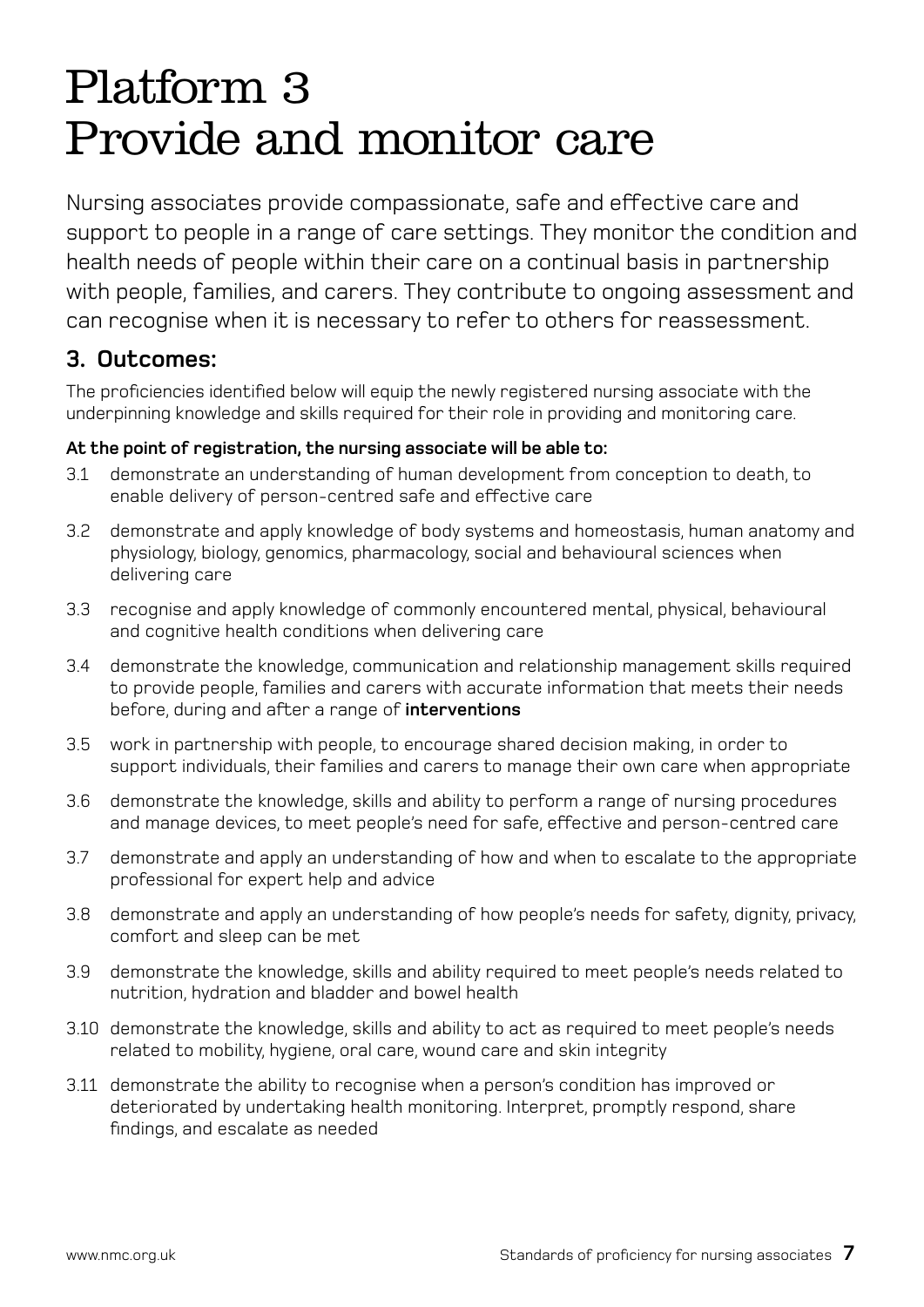# Platform 3
# Provide and monitor care

Nursing associates provide compassionate, safe and effective care and support to people in a range of care settings. They monitor the condition and health needs of people within their care on a continual basis in partnership with people, families, and carers. They contribute to ongoing assessment and can recognise when it is necessary to refer to others for reassessment.

## 3. Outcomes:

The proficiencies identified below will equip the newly registered nursing associate with the underpinning knowledge and skills required for their role in providing and monitoring care.

**At the point of registration, the nursing associate will be able to:**

3.1 demonstrate an understanding of human development from conception to death, to enable delivery of person-centred safe and effective care

3.2 demonstrate and apply knowledge of body systems and homeostasis, human anatomy and physiology, biology, genomics, pharmacology, social and behavioural sciences when delivering care

3.3 recognise and apply knowledge of commonly encountered mental, physical, behavioural and cognitive health conditions when delivering care

3.4 demonstrate the knowledge, communication and relationship management skills required to provide people, families and carers with accurate information that meets their needs before, during and after a range of **interventions**

3.5 work in partnership with people, to encourage shared decision making, in order to support individuals, their families and carers to manage their own care when appropriate

3.6 demonstrate the knowledge, skills and ability to perform a range of nursing procedures and manage devices, to meet people's need for safe, effective and person-centred care

3.7 demonstrate and apply an understanding of how and when to escalate to the appropriate professional for expert help and advice

3.8 demonstrate and apply an understanding of how people's needs for safety, dignity, privacy, comfort and sleep can be met

3.9 demonstrate the knowledge, skills and ability required to meet people's needs related to nutrition, hydration and bladder and bowel health

3.10 demonstrate the knowledge, skills and ability to act as required to meet people's needs related to mobility, hygiene, oral care, wound care and skin integrity

3.11 demonstrate the ability to recognise when a person's condition has improved or deteriorated by undertaking health monitoring. Interpret, promptly respond, share findings, and escalate as needed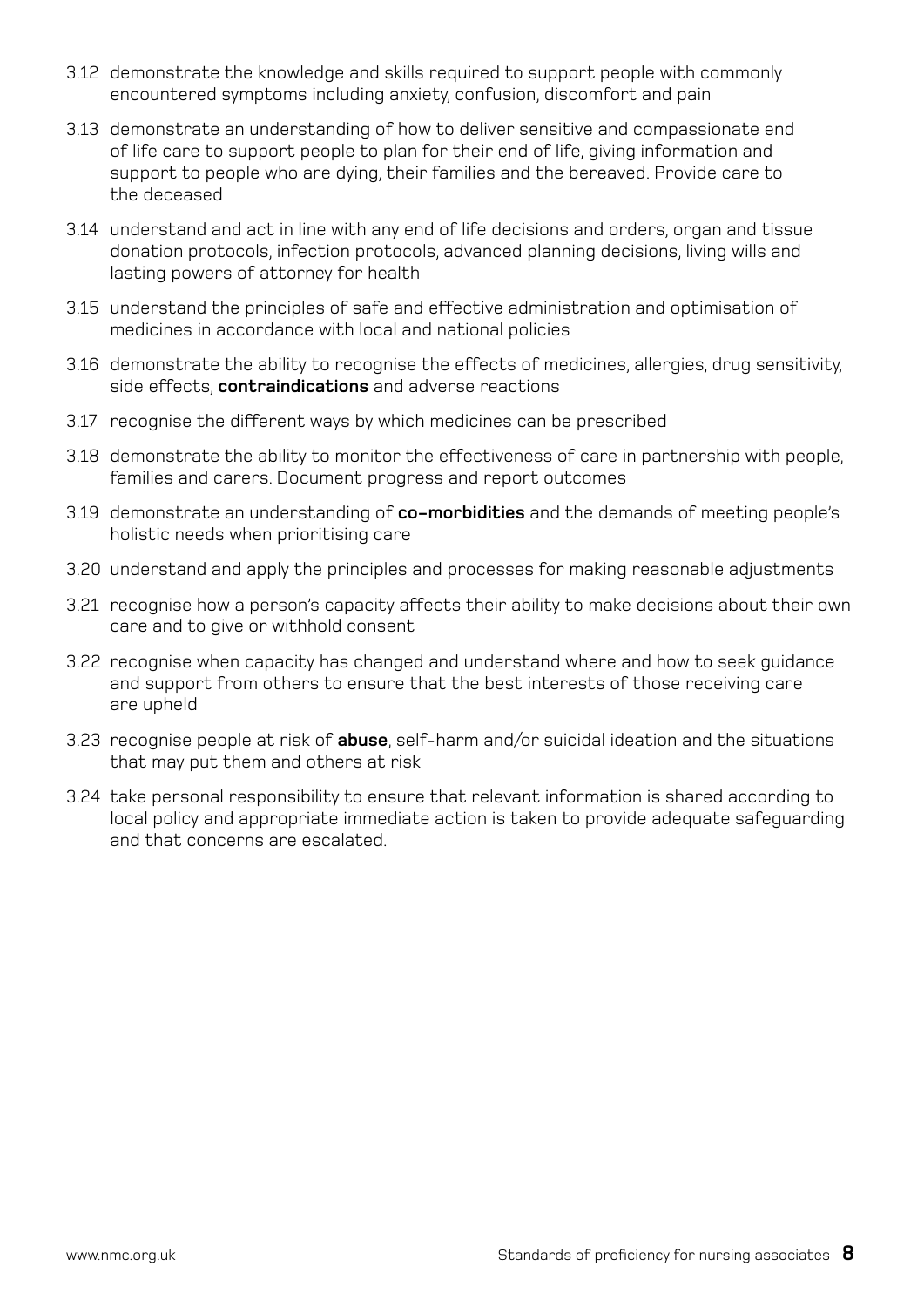3.12 demonstrate the knowledge and skills required to support people with commonly encountered symptoms including anxiety, confusion, discomfort and pain

3.13 demonstrate an understanding of how to deliver sensitive and compassionate end of life care to support people to plan for their end of life, giving information and support to people who are dying, their families and the bereaved. Provide care to the deceased

3.14 understand and act in line with any end of life decisions and orders, organ and tissue donation protocols, infection protocols, advanced planning decisions, living wills and lasting powers of attorney for health

3.15 understand the principles of safe and effective administration and optimisation of medicines in accordance with local and national policies

3.16 demonstrate the ability to recognise the effects of medicines, allergies, drug sensitivity, side effects, **contraindications** and adverse reactions

3.17 recognise the different ways by which medicines can be prescribed

3.18 demonstrate the ability to monitor the effectiveness of care in partnership with people, families and carers. Document progress and report outcomes

3.19 demonstrate an understanding of **co-morbidities** and the demands of meeting people's holistic needs when prioritising care

3.20 understand and apply the principles and processes for making reasonable adjustments

3.21 recognise how a person's capacity affects their ability to make decisions about their own care and to give or withhold consent

3.22 recognise when capacity has changed and understand where and how to seek guidance and support from others to ensure that the best interests of those receiving care are upheld

3.23 recognise people at risk of **abuse**, self-harm and/or suicidal ideation and the situations that may put them and others at risk

3.24 take personal responsibility to ensure that relevant information is shared according to local policy and appropriate immediate action is taken to provide adequate safeguarding and that concerns are escalated.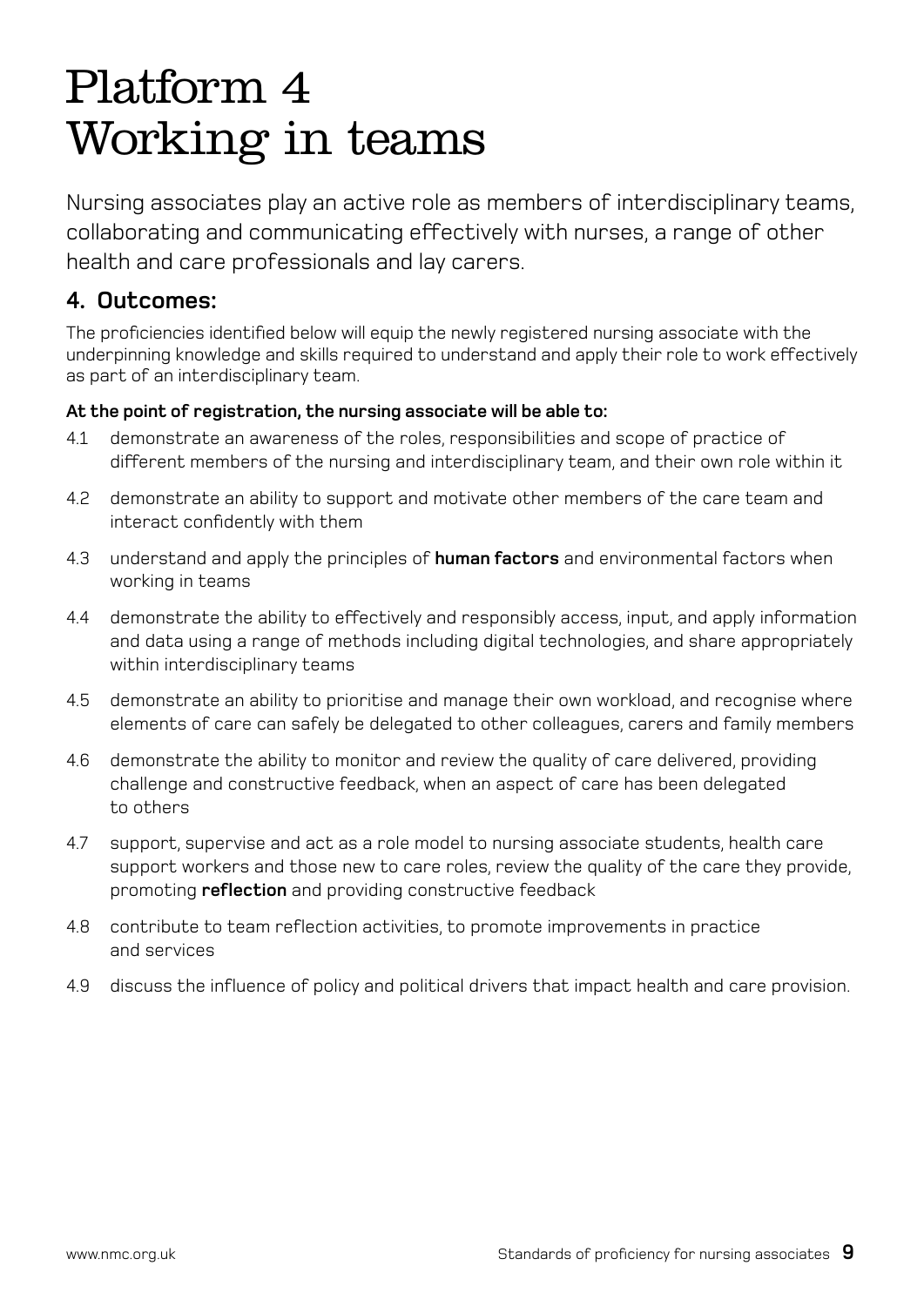# Platform 4
# Working in teams

Nursing associates play an active role as members of interdisciplinary teams, collaborating and communicating effectively with nurses, a range of other health and care professionals and lay carers.

## 4. Outcomes:

The proficiencies identified below will equip the newly registered nursing associate with the underpinning knowledge and skills required to understand and apply their role to work effectively as part of an interdisciplinary team.

**At the point of registration, the nursing associate will be able to:**

4.1 demonstrate an awareness of the roles, responsibilities and scope of practice of different members of the nursing and interdisciplinary team, and their own role within it

4.2 demonstrate an ability to support and motivate other members of the care team and interact confidently with them

4.3 understand and apply the principles of **human factors** and environmental factors when working in teams

4.4 demonstrate the ability to effectively and responsibly access, input, and apply information and data using a range of methods including digital technologies, and share appropriately within interdisciplinary teams

4.5 demonstrate an ability to prioritise and manage their own workload, and recognise where elements of care can safely be delegated to other colleagues, carers and family members

4.6 demonstrate the ability to monitor and review the quality of care delivered, providing challenge and constructive feedback, when an aspect of care has been delegated to others

4.7 support, supervise and act as a role model to nursing associate students, health care support workers and those new to care roles, review the quality of the care they provide, promoting **reflection** and providing constructive feedback

4.8 contribute to team reflection activities, to promote improvements in practice and services

4.9 discuss the influence of policy and political drivers that impact health and care provision.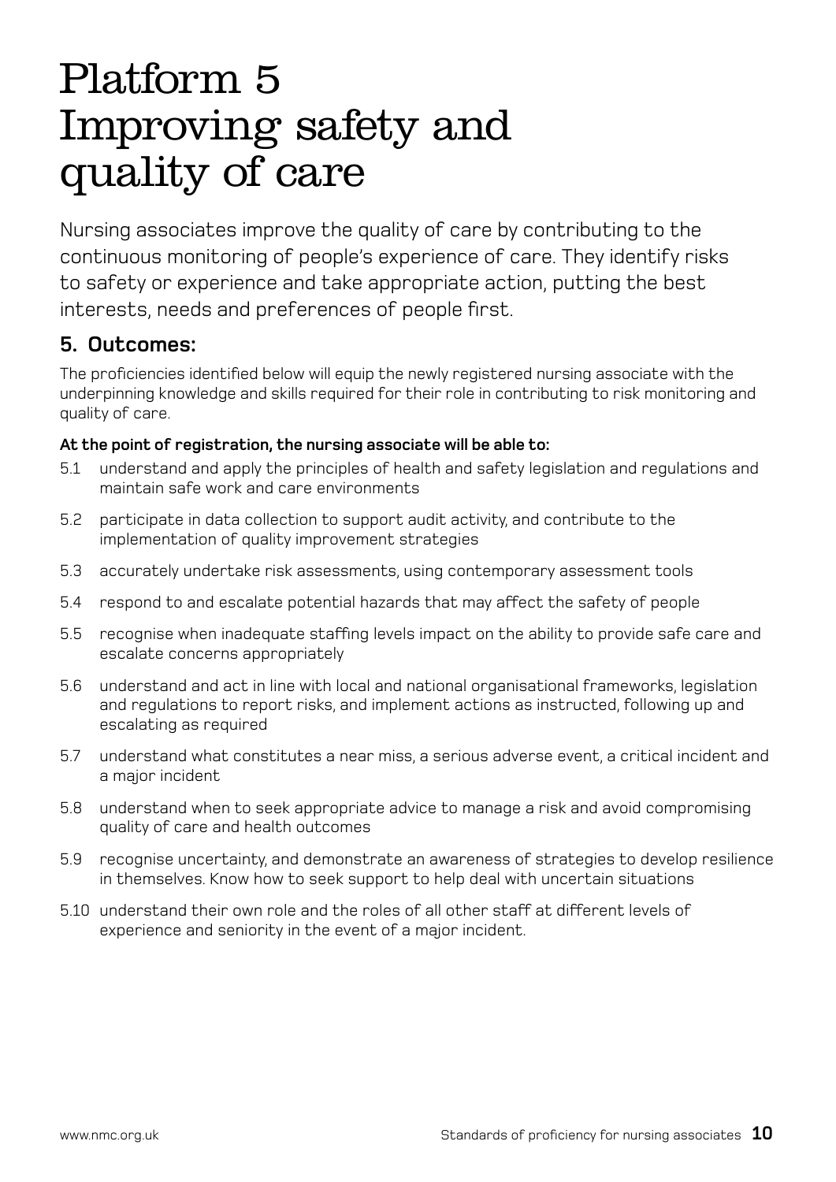# Platform 5 Improving safety and quality of care

Nursing associates improve the quality of care by contributing to the continuous monitoring of people's experience of care. They identify risks to safety or experience and take appropriate action, putting the best interests, needs and preferences of people first.

## 5. Outcomes:

The proficiencies identified below will equip the newly registered nursing associate with the underpinning knowledge and skills required for their role in contributing to risk monitoring and quality of care.

**At the point of registration, the nursing associate will be able to:**

5.1 understand and apply the principles of health and safety legislation and regulations and maintain safe work and care environments

5.2 participate in data collection to support audit activity, and contribute to the implementation of quality improvement strategies

5.3 accurately undertake risk assessments, using contemporary assessment tools

5.4 respond to and escalate potential hazards that may affect the safety of people

5.5 recognise when inadequate staffing levels impact on the ability to provide safe care and escalate concerns appropriately

5.6 understand and act in line with local and national organisational frameworks, legislation and regulations to report risks, and implement actions as instructed, following up and escalating as required

5.7 understand what constitutes a near miss, a serious adverse event, a critical incident and a major incident

5.8 understand when to seek appropriate advice to manage a risk and avoid compromising quality of care and health outcomes

5.9 recognise uncertainty, and demonstrate an awareness of strategies to develop resilience in themselves. Know how to seek support to help deal with uncertain situations

5.10 understand their own role and the roles of all other staff at different levels of experience and seniority in the event of a major incident.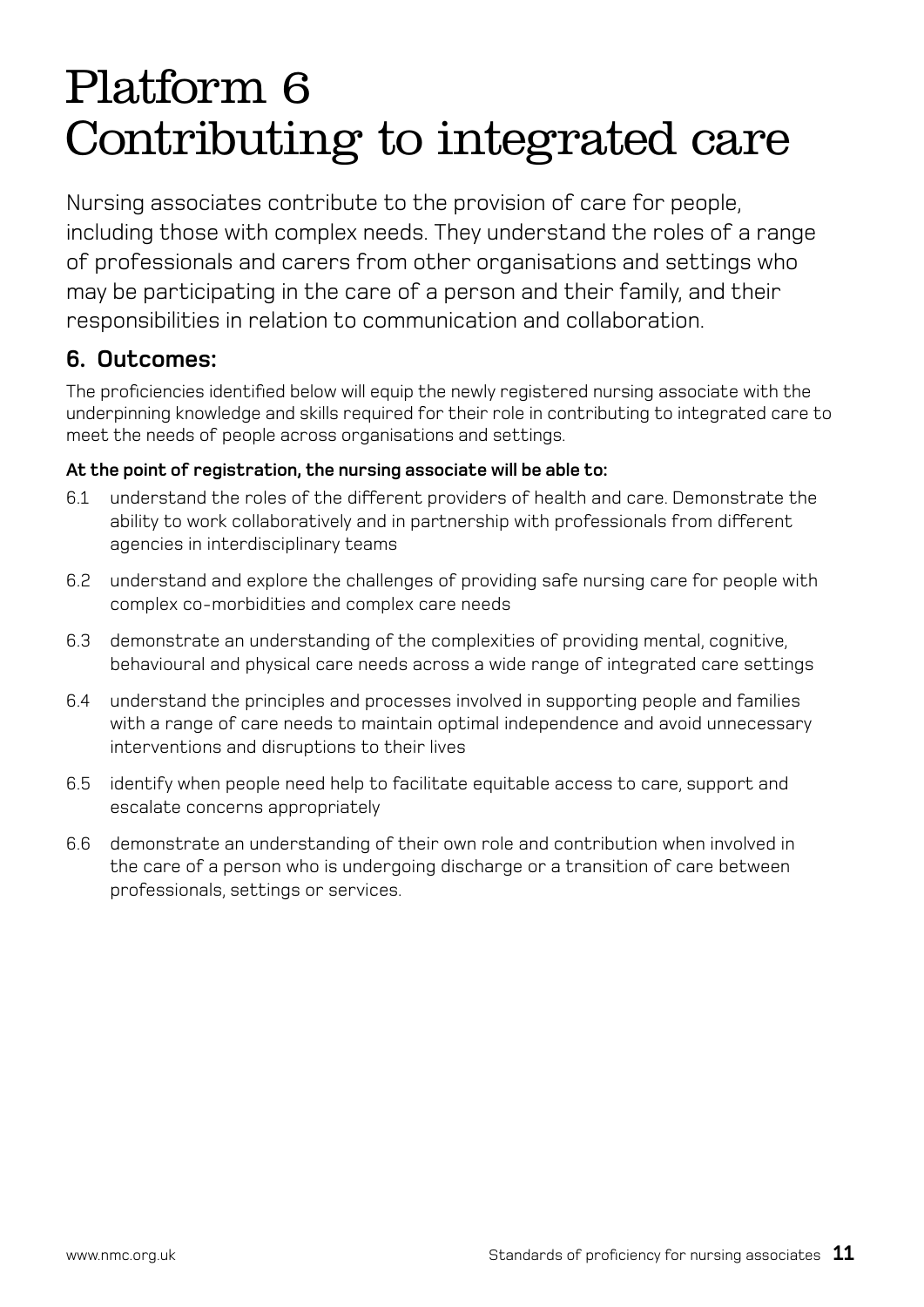# Platform 6 Contributing to integrated care

Nursing associates contribute to the provision of care for people, including those with complex needs. They understand the roles of a range of professionals and carers from other organisations and settings who may be participating in the care of a person and their family, and their responsibilities in relation to communication and collaboration.

## 6. Outcomes:

The proficiencies identified below will equip the newly registered nursing associate with the underpinning knowledge and skills required for their role in contributing to integrated care to meet the needs of people across organisations and settings.

**At the point of registration, the nursing associate will be able to:**

6.1 understand the roles of the different providers of health and care. Demonstrate the ability to work collaboratively and in partnership with professionals from different agencies in interdisciplinary teams

6.2 understand and explore the challenges of providing safe nursing care for people with complex co-morbidities and complex care needs

6.3 demonstrate an understanding of the complexities of providing mental, cognitive, behavioural and physical care needs across a wide range of integrated care settings

6.4 understand the principles and processes involved in supporting people and families with a range of care needs to maintain optimal independence and avoid unnecessary interventions and disruptions to their lives

6.5 identify when people need help to facilitate equitable access to care, support and escalate concerns appropriately

6.6 demonstrate an understanding of their own role and contribution when involved in the care of a person who is undergoing discharge or a transition of care between professionals, settings or services.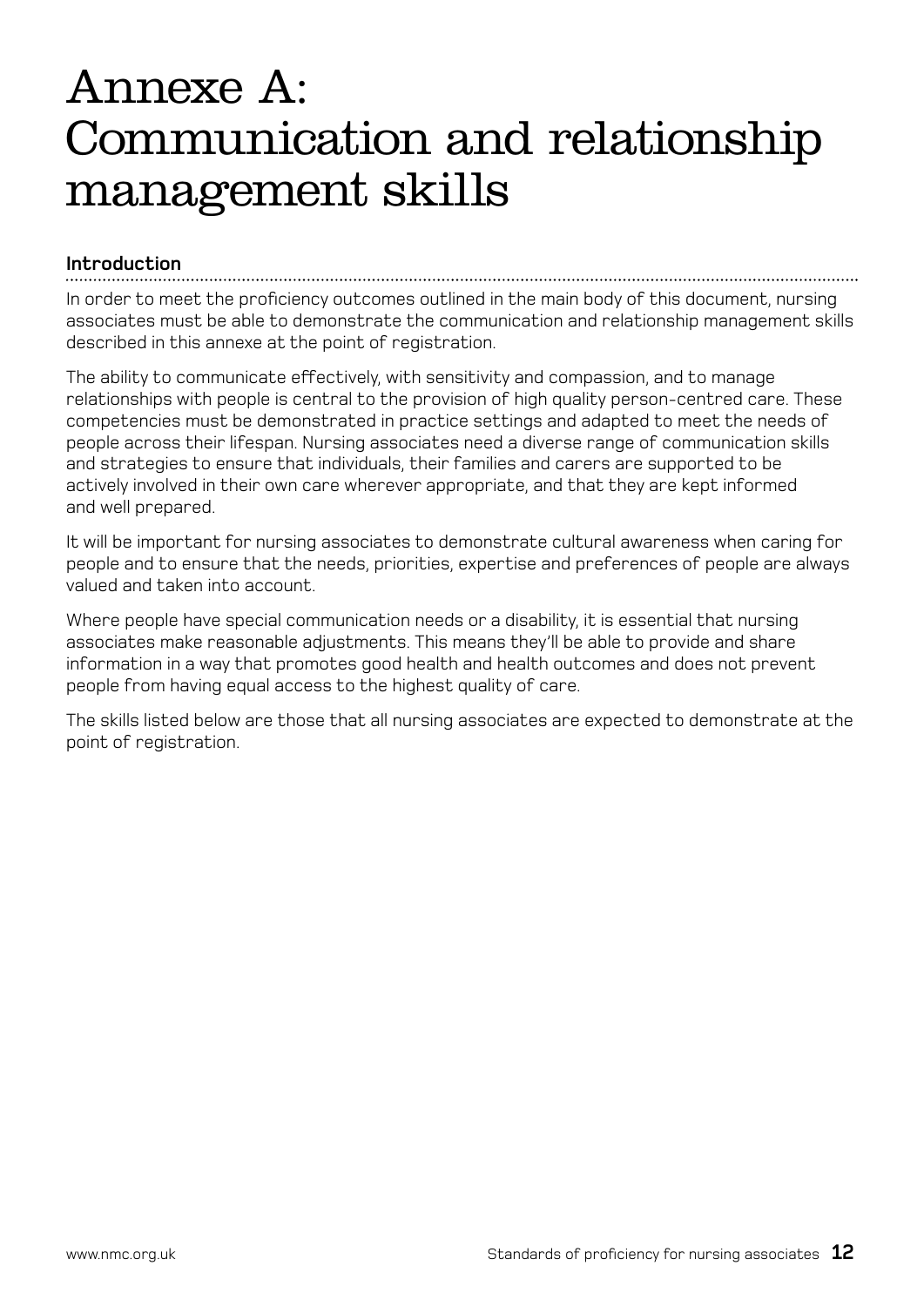# Annexe A: Communication and relationship management skills

## Introduction

In order to meet the proficiency outcomes outlined in the main body of this document, nursing associates must be able to demonstrate the communication and relationship management skills described in this annexe at the point of registration.

The ability to communicate effectively, with sensitivity and compassion, and to manage relationships with people is central to the provision of high quality person-centred care. These competencies must be demonstrated in practice settings and adapted to meet the needs of people across their lifespan. Nursing associates need a diverse range of communication skills and strategies to ensure that individuals, their families and carers are supported to be actively involved in their own care wherever appropriate, and that they are kept informed and well prepared.

It will be important for nursing associates to demonstrate cultural awareness when caring for people and to ensure that the needs, priorities, expertise and preferences of people are always valued and taken into account.

Where people have special communication needs or a disability, it is essential that nursing associates make reasonable adjustments. This means they'll be able to provide and share information in a way that promotes good health and health outcomes and does not prevent people from having equal access to the highest quality of care.

The skills listed below are those that all nursing associates are expected to demonstrate at the point of registration.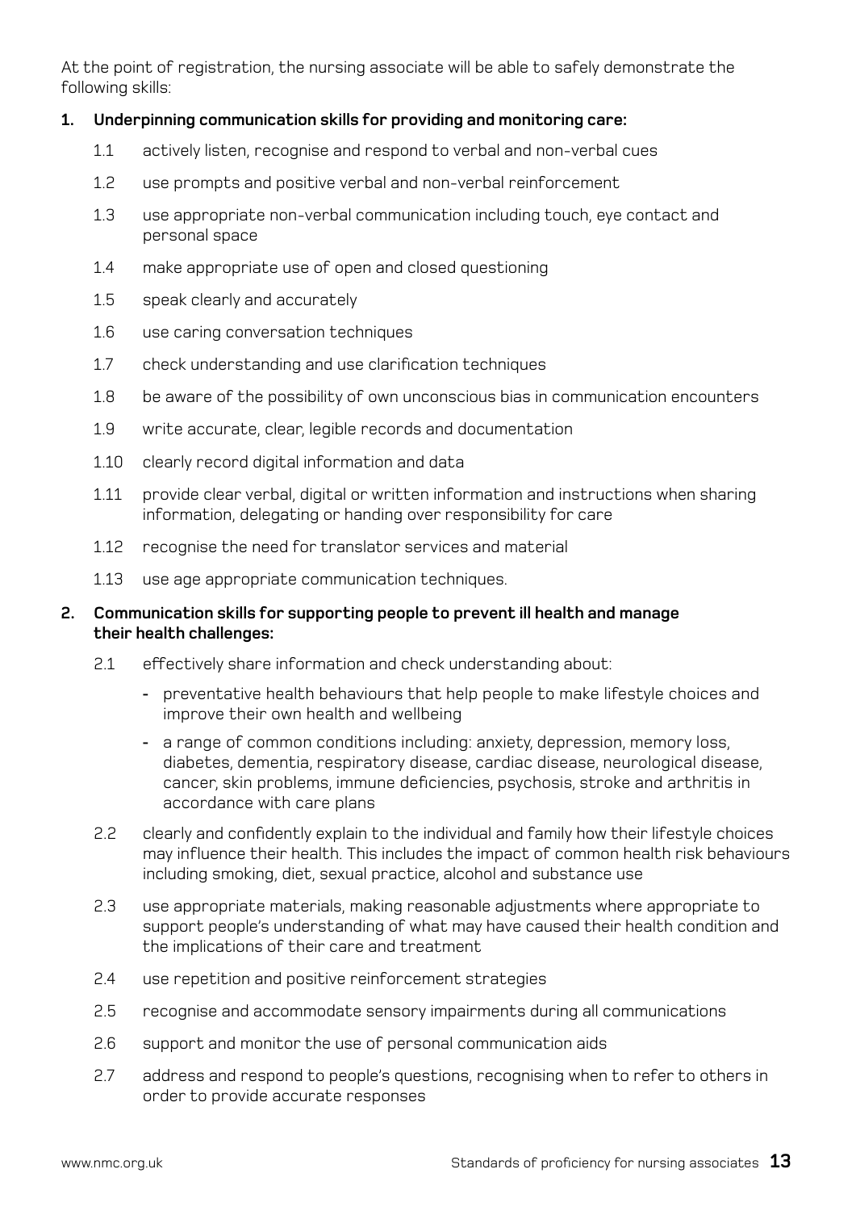At the point of registration, the nursing associate will be able to safely demonstrate the following skills:

**1. Underpinning communication skills for providing and monitoring care:**

- 1.1 actively listen, recognise and respond to verbal and non-verbal cues
- 1.2 use prompts and positive verbal and non-verbal reinforcement
- 1.3 use appropriate non-verbal communication including touch, eye contact and personal space
- 1.4 make appropriate use of open and closed questioning
- 1.5 speak clearly and accurately
- 1.6 use caring conversation techniques
- 1.7 check understanding and use clarification techniques
- 1.8 be aware of the possibility of own unconscious bias in communication encounters
- 1.9 write accurate, clear, legible records and documentation
- 1.10 clearly record digital information and data
- 1.11 provide clear verbal, digital or written information and instructions when sharing information, delegating or handing over responsibility for care
- 1.12 recognise the need for translator services and material
- 1.13 use age appropriate communication techniques.

**2. Communication skills for supporting people to prevent ill health and manage their health challenges:**

- 2.1 effectively share information and check understanding about:
  - preventative health behaviours that help people to make lifestyle choices and improve their own health and wellbeing
  - a range of common conditions including: anxiety, depression, memory loss, diabetes, dementia, respiratory disease, cardiac disease, neurological disease, cancer, skin problems, immune deficiencies, psychosis, stroke and arthritis in accordance with care plans
- 2.2 clearly and confidently explain to the individual and family how their lifestyle choices may influence their health. This includes the impact of common health risk behaviours including smoking, diet, sexual practice, alcohol and substance use
- 2.3 use appropriate materials, making reasonable adjustments where appropriate to support people's understanding of what may have caused their health condition and the implications of their care and treatment
- 2.4 use repetition and positive reinforcement strategies
- 2.5 recognise and accommodate sensory impairments during all communications
- 2.6 support and monitor the use of personal communication aids
- 2.7 address and respond to people's questions, recognising when to refer to others in order to provide accurate responses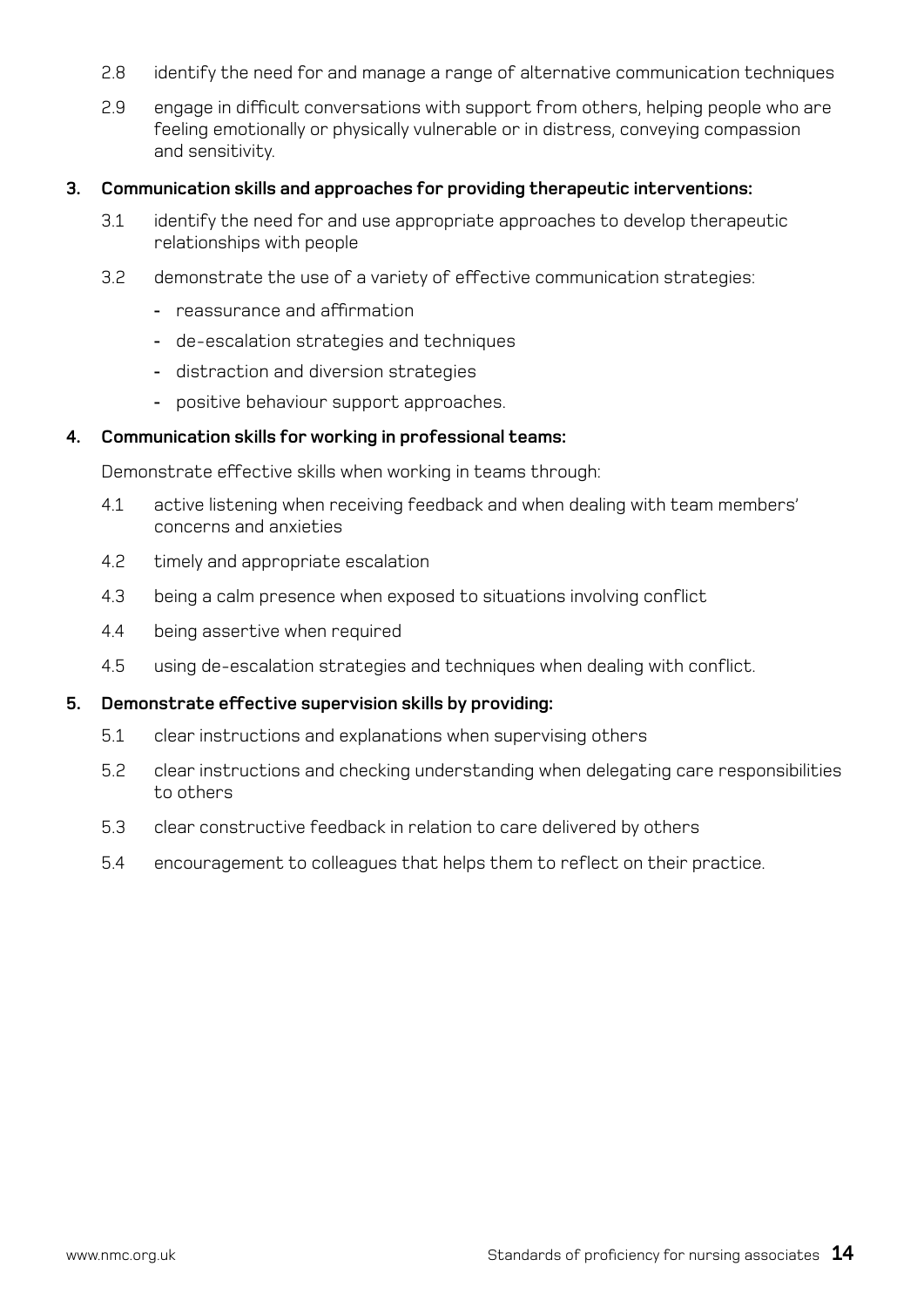2.8 identify the need for and manage a range of alternative communication techniques

2.9 engage in difficult conversations with support from others, helping people who are feeling emotionally or physically vulnerable or in distress, conveying compassion and sensitivity.

**3. Communication skills and approaches for providing therapeutic interventions:**

3.1 identify the need for and use appropriate approaches to develop therapeutic relationships with people

3.2 demonstrate the use of a variety of effective communication strategies:

- reassurance and affirmation
- de-escalation strategies and techniques
- distraction and diversion strategies
- positive behaviour support approaches.

**4. Communication skills for working in professional teams:**

Demonstrate effective skills when working in teams through:

4.1 active listening when receiving feedback and when dealing with team members' concerns and anxieties

4.2 timely and appropriate escalation

4.3 being a calm presence when exposed to situations involving conflict

4.4 being assertive when required

4.5 using de-escalation strategies and techniques when dealing with conflict.

**5. Demonstrate effective supervision skills by providing:**

5.1 clear instructions and explanations when supervising others

5.2 clear instructions and checking understanding when delegating care responsibilities to others

5.3 clear constructive feedback in relation to care delivered by others

5.4 encouragement to colleagues that helps them to reflect on their practice.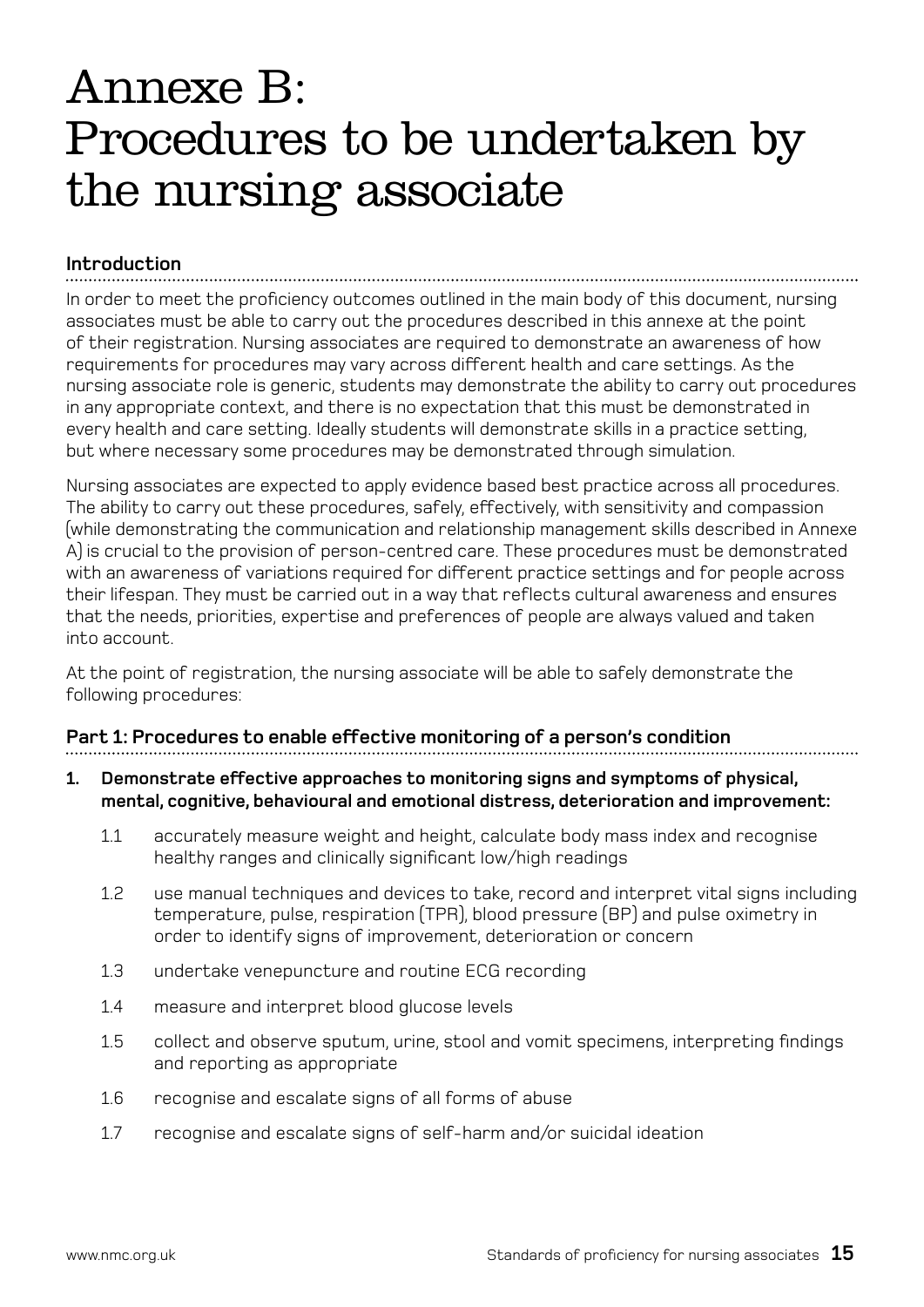# Annexe B: Procedures to be undertaken by the nursing associate

## Introduction

In order to meet the proficiency outcomes outlined in the main body of this document, nursing associates must be able to carry out the procedures described in this annexe at the point of their registration. Nursing associates are required to demonstrate an awareness of how requirements for procedures may vary across different health and care settings. As the nursing associate role is generic, students may demonstrate the ability to carry out procedures in any appropriate context, and there is no expectation that this must be demonstrated in every health and care setting. Ideally students will demonstrate skills in a practice setting, but where necessary some procedures may be demonstrated through simulation.

Nursing associates are expected to apply evidence based best practice across all procedures. The ability to carry out these procedures, safely, effectively, with sensitivity and compassion (while demonstrating the communication and relationship management skills described in Annexe A) is crucial to the provision of person-centred care. These procedures must be demonstrated with an awareness of variations required for different practice settings and for people across their lifespan. They must be carried out in a way that reflects cultural awareness and ensures that the needs, priorities, expertise and preferences of people are always valued and taken into account.

At the point of registration, the nursing associate will be able to safely demonstrate the following procedures:

## Part 1: Procedures to enable effective monitoring of a person's condition

**1. Demonstrate effective approaches to monitoring signs and symptoms of physical, mental, cognitive, behavioural and emotional distress, deterioration and improvement:**

- 1.1 accurately measure weight and height, calculate body mass index and recognise healthy ranges and clinically significant low/high readings
- 1.2 use manual techniques and devices to take, record and interpret vital signs including temperature, pulse, respiration (TPR), blood pressure (BP) and pulse oximetry in order to identify signs of improvement, deterioration or concern
- 1.3 undertake venepuncture and routine ECG recording
- 1.4 measure and interpret blood glucose levels
- 1.5 collect and observe sputum, urine, stool and vomit specimens, interpreting findings and reporting as appropriate
- 1.6 recognise and escalate signs of all forms of abuse
- 1.7 recognise and escalate signs of self-harm and/or suicidal ideation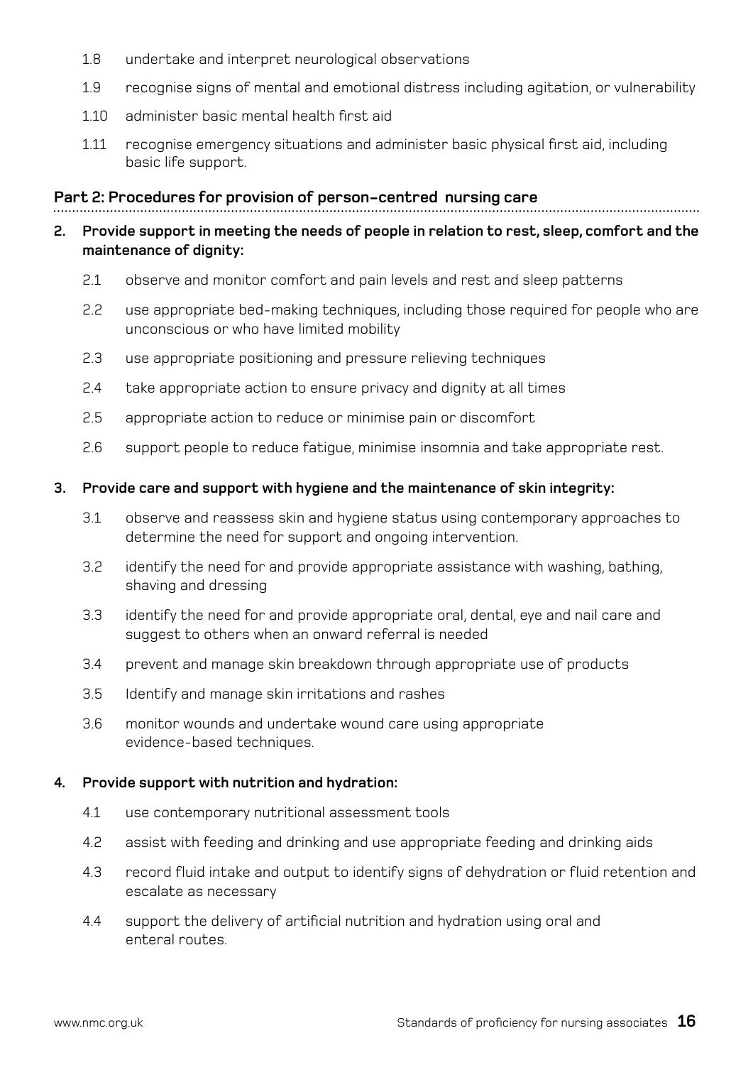1.8 undertake and interpret neurological observations

1.9 recognise signs of mental and emotional distress including agitation, or vulnerability

1.10 administer basic mental health first aid

1.11 recognise emergency situations and administer basic physical first aid, including basic life support.

## Part 2: Procedures for provision of person-centred nursing care

**2. Provide support in meeting the needs of people in relation to rest, sleep, comfort and the maintenance of dignity:**

2.1 observe and monitor comfort and pain levels and rest and sleep patterns

2.2 use appropriate bed-making techniques, including those required for people who are unconscious or who have limited mobility

2.3 use appropriate positioning and pressure relieving techniques

2.4 take appropriate action to ensure privacy and dignity at all times

2.5 appropriate action to reduce or minimise pain or discomfort

2.6 support people to reduce fatigue, minimise insomnia and take appropriate rest.

**3. Provide care and support with hygiene and the maintenance of skin integrity:**

3.1 observe and reassess skin and hygiene status using contemporary approaches to determine the need for support and ongoing intervention.

3.2 identify the need for and provide appropriate assistance with washing, bathing, shaving and dressing

3.3 identify the need for and provide appropriate oral, dental, eye and nail care and suggest to others when an onward referral is needed

3.4 prevent and manage skin breakdown through appropriate use of products

3.5 Identify and manage skin irritations and rashes

3.6 monitor wounds and undertake wound care using appropriate evidence-based techniques.

**4. Provide support with nutrition and hydration:**

4.1 use contemporary nutritional assessment tools

4.2 assist with feeding and drinking and use appropriate feeding and drinking aids

4.3 record fluid intake and output to identify signs of dehydration or fluid retention and escalate as necessary

4.4 support the delivery of artificial nutrition and hydration using oral and enteral routes.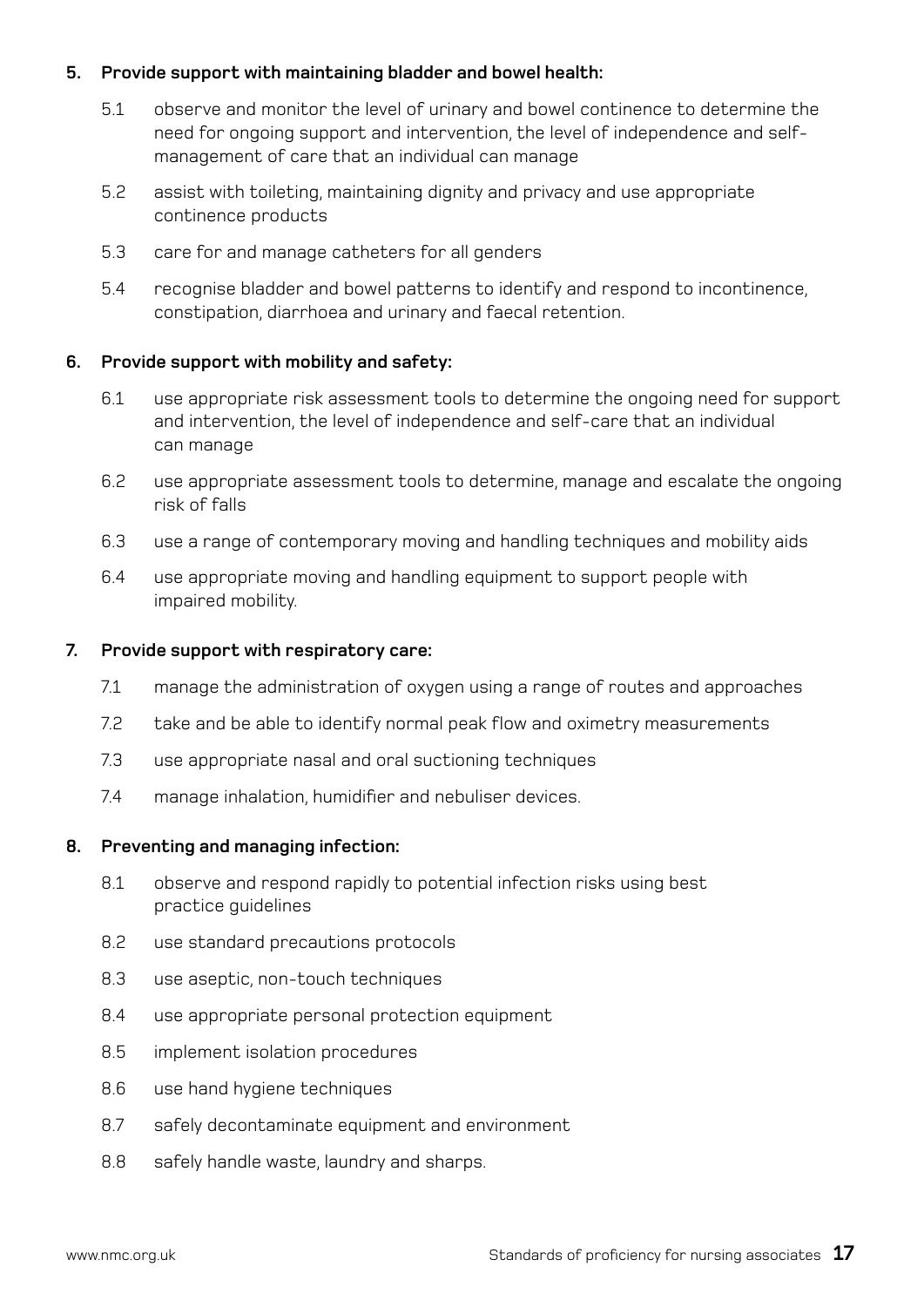**5. Provide support with maintaining bladder and bowel health:**

5.1 observe and monitor the level of urinary and bowel continence to determine the need for ongoing support and intervention, the level of independence and self-management of care that an individual can manage

5.2 assist with toileting, maintaining dignity and privacy and use appropriate continence products

5.3 care for and manage catheters for all genders

5.4 recognise bladder and bowel patterns to identify and respond to incontinence, constipation, diarrhoea and urinary and faecal retention.

**6. Provide support with mobility and safety:**

6.1 use appropriate risk assessment tools to determine the ongoing need for support and intervention, the level of independence and self-care that an individual can manage

6.2 use appropriate assessment tools to determine, manage and escalate the ongoing risk of falls

6.3 use a range of contemporary moving and handling techniques and mobility aids

6.4 use appropriate moving and handling equipment to support people with impaired mobility.

**7. Provide support with respiratory care:**

7.1 manage the administration of oxygen using a range of routes and approaches

7.2 take and be able to identify normal peak flow and oximetry measurements

7.3 use appropriate nasal and oral suctioning techniques

7.4 manage inhalation, humidifier and nebuliser devices.

**8. Preventing and managing infection:**

8.1 observe and respond rapidly to potential infection risks using best practice guidelines

8.2 use standard precautions protocols

8.3 use aseptic, non-touch techniques

8.4 use appropriate personal protection equipment

8.5 implement isolation procedures

8.6 use hand hygiene techniques

8.7 safely decontaminate equipment and environment

8.8 safely handle waste, laundry and sharps.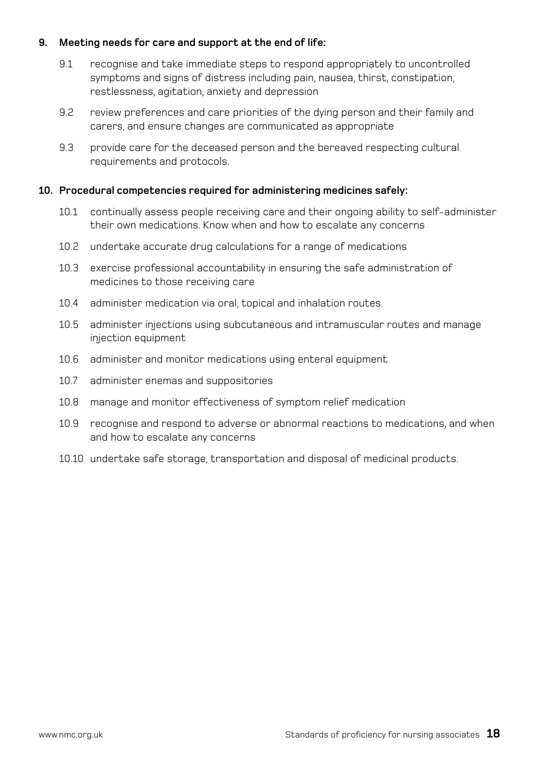**9. Meeting needs for care and support at the end of life:**

9.1 recognise and take immediate steps to respond appropriately to uncontrolled symptoms and signs of distress including pain, nausea, thirst, constipation, restlessness, agitation, anxiety and depression

9.2 review preferences and care priorities of the dying person and their family and carers, and ensure changes are communicated as appropriate

9.3 provide care for the deceased person and the bereaved respecting cultural requirements and protocols.

**10. Procedural competencies required for administering medicines safely:**

10.1 continually assess people receiving care and their ongoing ability to self-administer their own medications. Know when and how to escalate any concerns

10.2 undertake accurate drug calculations for a range of medications

10.3 exercise professional accountability in ensuring the safe administration of medicines to those receiving care

10.4 administer medication via oral, topical and inhalation routes

10.5 administer injections using subcutaneous and intramuscular routes and manage injection equipment

10.6 administer and monitor medications using enteral equipment

10.7 administer enemas and suppositories

10.8 manage and monitor effectiveness of symptom relief medication

10.9 recognise and respond to adverse or abnormal reactions to medications, and when and how to escalate any concerns

10.10 undertake safe storage, transportation and disposal of medicinal products.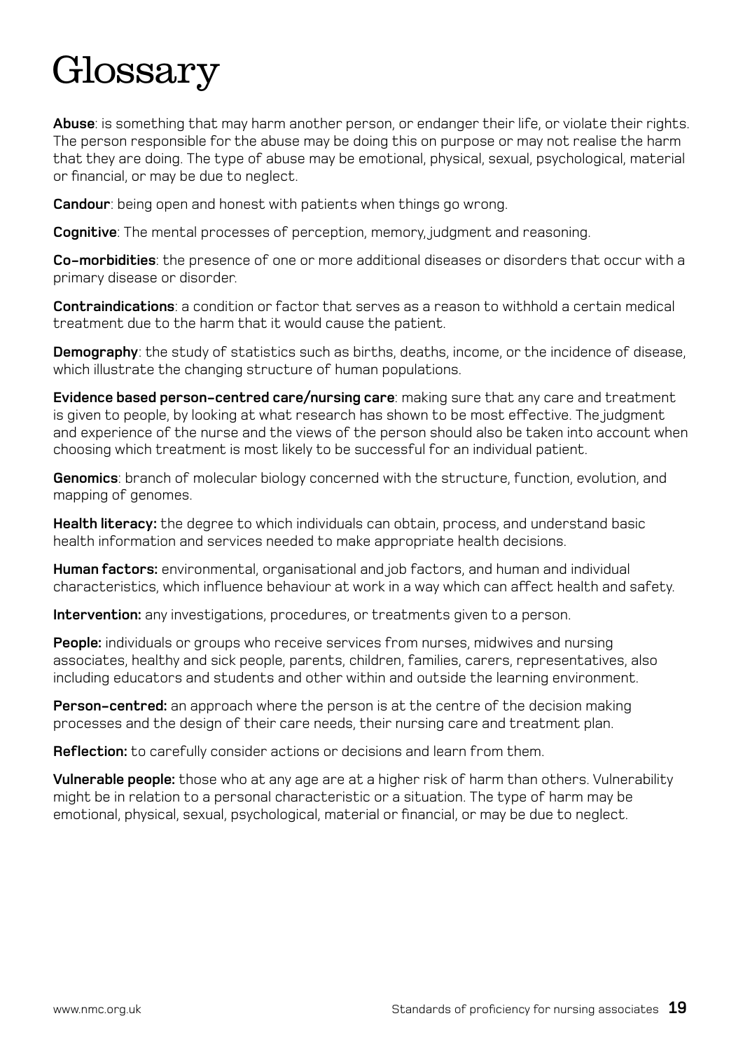# Glossary

**Abuse**: is something that may harm another person, or endanger their life, or violate their rights. The person responsible for the abuse may be doing this on purpose or may not realise the harm that they are doing. The type of abuse may be emotional, physical, sexual, psychological, material or financial, or may be due to neglect.

**Candour**: being open and honest with patients when things go wrong.

**Cognitive**: The mental processes of perception, memory, judgment and reasoning.

**Co-morbidities**: the presence of one or more additional diseases or disorders that occur with a primary disease or disorder.

**Contraindications**: a condition or factor that serves as a reason to withhold a certain medical treatment due to the harm that it would cause the patient.

**Demography**: the study of statistics such as births, deaths, income, or the incidence of disease, which illustrate the changing structure of human populations.

**Evidence based person-centred care/nursing care**: making sure that any care and treatment is given to people, by looking at what research has shown to be most effective. The judgment and experience of the nurse and the views of the person should also be taken into account when choosing which treatment is most likely to be successful for an individual patient.

**Genomics**: branch of molecular biology concerned with the structure, function, evolution, and mapping of genomes.

**Health literacy:** the degree to which individuals can obtain, process, and understand basic health information and services needed to make appropriate health decisions.

**Human factors:** environmental, organisational and job factors, and human and individual characteristics, which influence behaviour at work in a way which can affect health and safety.

**Intervention:** any investigations, procedures, or treatments given to a person.

**People:** individuals or groups who receive services from nurses, midwives and nursing associates, healthy and sick people, parents, children, families, carers, representatives, also including educators and students and other within and outside the learning environment.

**Person-centred:** an approach where the person is at the centre of the decision making processes and the design of their care needs, their nursing care and treatment plan.

**Reflection:** to carefully consider actions or decisions and learn from them.

**Vulnerable people:** those who at any age are at a higher risk of harm than others. Vulnerability might be in relation to a personal characteristic or a situation. The type of harm may be emotional, physical, sexual, psychological, material or financial, or may be due to neglect.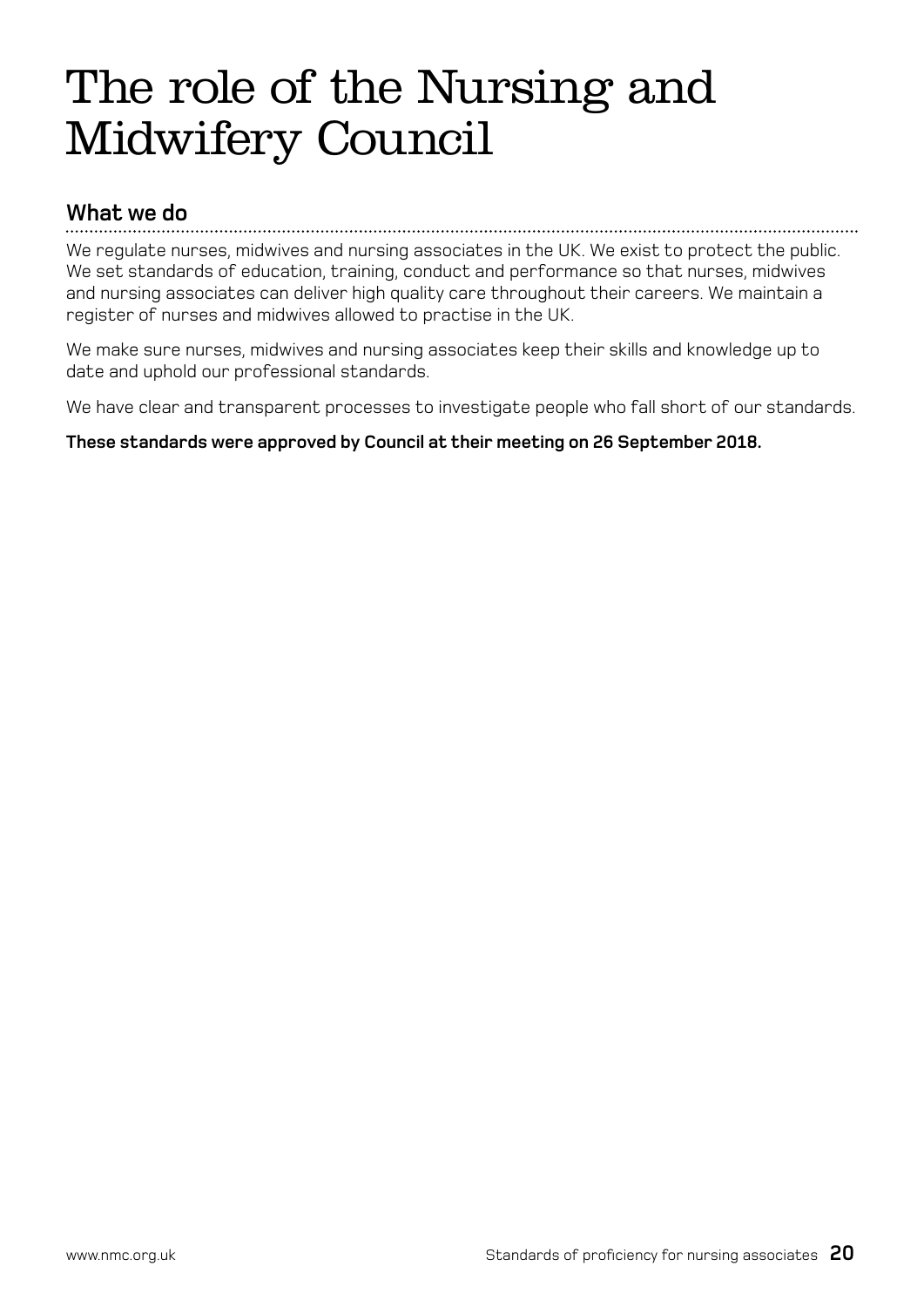# The role of the Nursing and Midwifery Council

## What we do

We regulate nurses, midwives and nursing associates in the UK. We exist to protect the public. We set standards of education, training, conduct and performance so that nurses, midwives and nursing associates can deliver high quality care throughout their careers. We maintain a register of nurses and midwives allowed to practise in the UK.

We make sure nurses, midwives and nursing associates keep their skills and knowledge up to date and uphold our professional standards.

We have clear and transparent processes to investigate people who fall short of our standards.

**These standards were approved by Council at their meeting on 26 September 2018.**